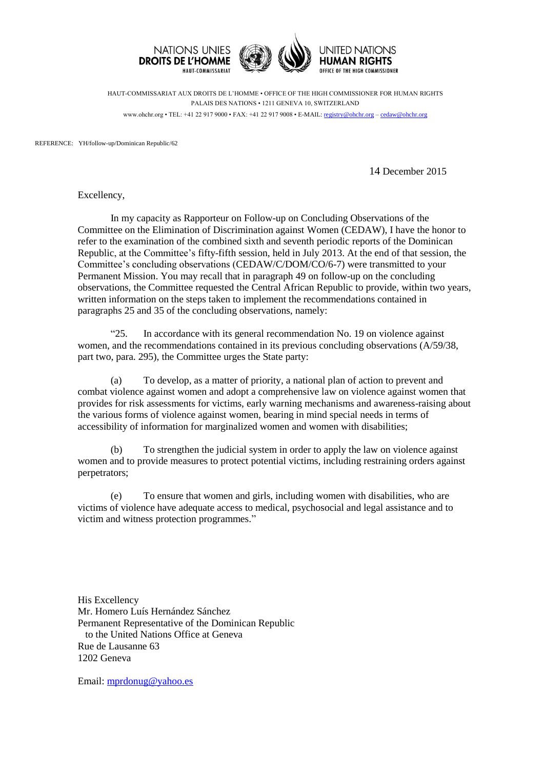NATIONS UNIES
**DROITS DE L'HOMME**
HAUT-COMMISSARIAT

UNITED NATIONS
**HUMAN RIGHTS**
OFFICE OF THE HIGH COMMISSIONER

HAUT-COMMISSARIAT AUX DROITS DE L'HOMME • OFFICE OF THE HIGH COMMISSIONER FOR HUMAN RIGHTS
PALAIS DES NATIONS • 1211 GENEVA 10, SWITZERLAND
www.ohchr.org • TEL: +41 22 917 9000 • FAX: +41 22 917 9008 • E-MAIL: registry@ohchr.org – cedaw@ohchr.org

REFERENCE: YH/follow-up/Dominican Republic/62

14 December 2015

Excellency,

In my capacity as Rapporteur on Follow-up on Concluding Observations of the Committee on the Elimination of Discrimination against Women (CEDAW), I have the honor to refer to the examination of the combined sixth and seventh periodic reports of the Dominican Republic, at the Committee's fifty-fifth session, held in July 2013. At the end of that session, the Committee's concluding observations (CEDAW/C/DOM/CO/6-7) were transmitted to your Permanent Mission. You may recall that in paragraph 49 on follow-up on the concluding observations, the Committee requested the Central African Republic to provide, within two years, written information on the steps taken to implement the recommendations contained in paragraphs 25 and 35 of the concluding observations, namely:

"25. In accordance with its general recommendation No. 19 on violence against women, and the recommendations contained in its previous concluding observations (A/59/38, part two, para. 295), the Committee urges the State party:

(a) To develop, as a matter of priority, a national plan of action to prevent and combat violence against women and adopt a comprehensive law on violence against women that provides for risk assessments for victims, early warning mechanisms and awareness-raising about the various forms of violence against women, bearing in mind special needs in terms of accessibility of information for marginalized women and women with disabilities;

(b) To strengthen the judicial system in order to apply the law on violence against women and to provide measures to protect potential victims, including restraining orders against perpetrators;

(e) To ensure that women and girls, including women with disabilities, who are victims of violence have adequate access to medical, psychosocial and legal assistance and to victim and witness protection programmes."

His Excellency
Mr. Homero Luís Hernández Sánchez
Permanent Representative of the Dominican Republic
to the United Nations Office at Geneva
Rue de Lausanne 63
1202 Geneva

Email: mprdonug@yahoo.es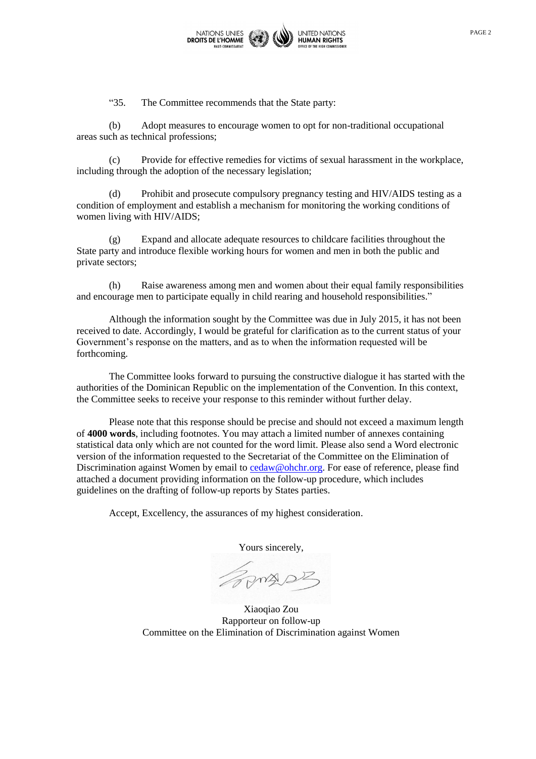"35. The Committee recommends that the State party:

(b) Adopt measures to encourage women to opt for non-traditional occupational areas such as technical professions;

(c) Provide for effective remedies for victims of sexual harassment in the workplace, including through the adoption of the necessary legislation;

(d) Prohibit and prosecute compulsory pregnancy testing and HIV/AIDS testing as a condition of employment and establish a mechanism for monitoring the working conditions of women living with HIV/AIDS;

(g) Expand and allocate adequate resources to childcare facilities throughout the State party and introduce flexible working hours for women and men in both the public and private sectors;

(h) Raise awareness among men and women about their equal family responsibilities and encourage men to participate equally in child rearing and household responsibilities."

Although the information sought by the Committee was due in July 2015, it has not been received to date. Accordingly, I would be grateful for clarification as to the current status of your Government's response on the matters, and as to when the information requested will be forthcoming.

The Committee looks forward to pursuing the constructive dialogue it has started with the authorities of the Dominican Republic on the implementation of the Convention. In this context, the Committee seeks to receive your response to this reminder without further delay.

Please note that this response should be precise and should not exceed a maximum length of **4000 words**, including footnotes. You may attach a limited number of annexes containing statistical data only which are not counted for the word limit. Please also send a Word electronic version of the information requested to the Secretariat of the Committee on the Elimination of Discrimination against Women by email to cedaw@ohchr.org. For ease of reference, please find attached a document providing information on the follow-up procedure, which includes guidelines on the drafting of follow-up reports by States parties.

Accept, Excellency, the assurances of my highest consideration.

Yours sincerely,

Xiaoqiao Zou
Rapporteur on follow-up
Committee on the Elimination of Discrimination against Women